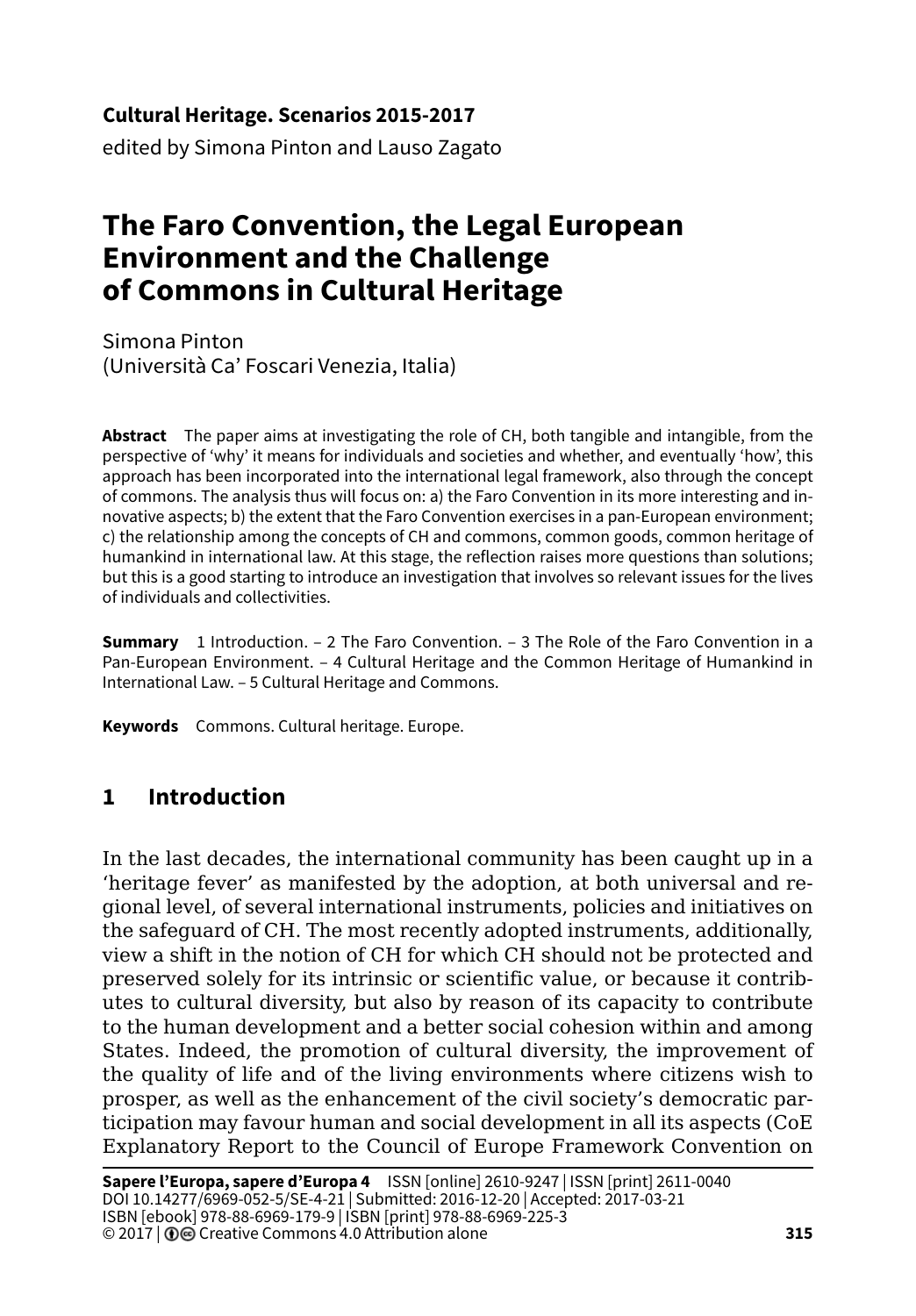**Cultural Heritage. Scenarios 2015-2017**

edited by Simona Pinton and Lauso Zagato

# The Faro Convention, the Legal European Environment and the Challenge of Commons in Cultural Heritage

Simona Pinton
(Università Ca' Foscari Venezia, Italia)

**Abstract** The paper aims at investigating the role of CH, both tangible and intangible, from the perspective of 'why' it means for individuals and societies and whether, and eventually 'how', this approach has been incorporated into the international legal framework, also through the concept of commons. The analysis thus will focus on: a) the Faro Convention in its more interesting and innovative aspects; b) the extent that the Faro Convention exercises in a pan-European environment; c) the relationship among the concepts of CH and commons, common goods, common heritage of humankind in international law. At this stage, the reflection raises more questions than solutions; but this is a good starting to introduce an investigation that involves so relevant issues for the lives of individuals and collectivities.

**Summary** 1 Introduction. – 2 The Faro Convention. – 3 The Role of the Faro Convention in a Pan-European Environment. – 4 Cultural Heritage and the Common Heritage of Humankind in International Law. – 5 Cultural Heritage and Commons.

**Keywords** Commons. Cultural heritage. Europe.

## 1 Introduction

In the last decades, the international community has been caught up in a 'heritage fever' as manifested by the adoption, at both universal and regional level, of several international instruments, policies and initiatives on the safeguard of CH. The most recently adopted instruments, additionally, view a shift in the notion of CH for which CH should not be protected and preserved solely for its intrinsic or scientific value, or because it contributes to cultural diversity, but also by reason of its capacity to contribute to the human development and a better social cohesion within and among States. Indeed, the promotion of cultural diversity, the improvement of the quality of life and of the living environments where citizens wish to prosper, as well as the enhancement of the civil society's democratic participation may favour human and social development in all its aspects (CoE Explanatory Report to the Council of Europe Framework Convention on

**Sapere l'Europa, sapere d'Europa 4** ISSN [online] 2610-9247 | ISSN [print] 2611-0040
DOI 10.14277/6969-052-5/SE-4-21 | Submitted: 2016-12-20 | Accepted: 2017-03-21
ISBN [ebook] 978-88-6969-179-9 | ISBN [print] 978-88-6969-225-3
© 2017 | Creative Commons 4.0 Attribution alone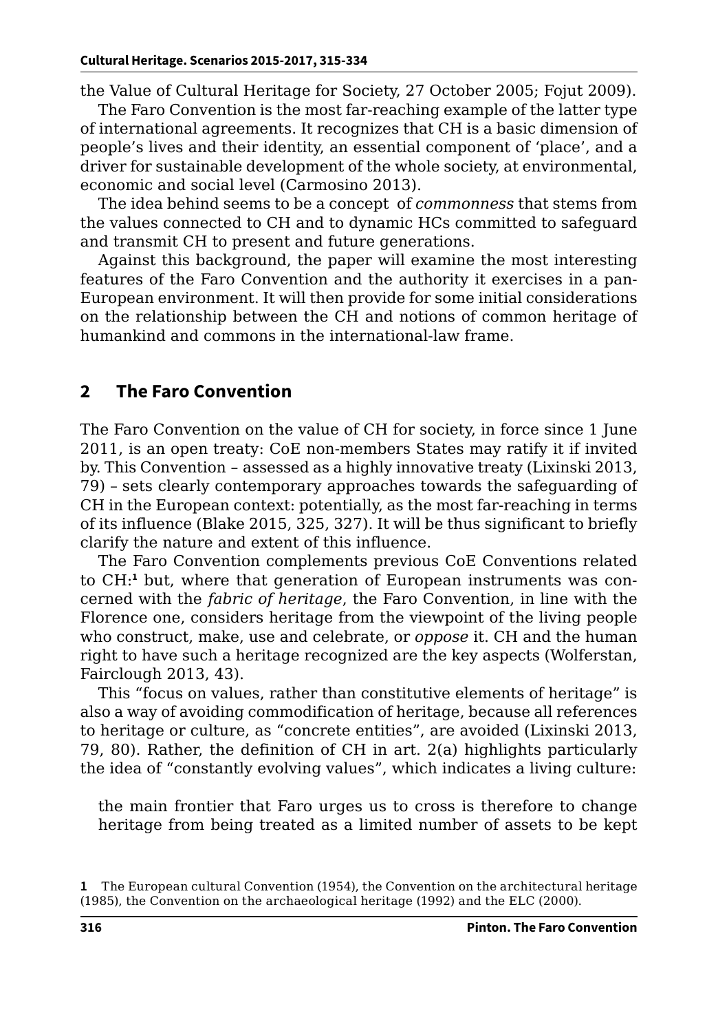the Value of Cultural Heritage for Society, 27 October 2005; Fojut 2009).

The Faro Convention is the most far-reaching example of the latter type of international agreements. It recognizes that CH is a basic dimension of people's lives and their identity, an essential component of 'place', and a driver for sustainable development of the whole society, at environmental, economic and social level (Carmosino 2013).

The idea behind seems to be a concept of *commonness* that stems from the values connected to CH and to dynamic HCs committed to safeguard and transmit CH to present and future generations.

Against this background, the paper will examine the most interesting features of the Faro Convention and the authority it exercises in a pan-European environment. It will then provide for some initial considerations on the relationship between the CH and notions of common heritage of humankind and commons in the international-law frame.

## 2 The Faro Convention

The Faro Convention on the value of CH for society, in force since 1 June 2011, is an open treaty: CoE non-members States may ratify it if invited by. This Convention – assessed as a highly innovative treaty (Lixinski 2013, 79) – sets clearly contemporary approaches towards the safeguarding of CH in the European context: potentially, as the most far-reaching in terms of its influence (Blake 2015, 325, 327). It will be thus significant to briefly clarify the nature and extent of this influence.

The Faro Convention complements previous CoE Conventions related to CH:[1] but, where that generation of European instruments was concerned with the *fabric of heritage*, the Faro Convention, in line with the Florence one, considers heritage from the viewpoint of the living people who construct, make, use and celebrate, or *oppose* it. CH and the human right to have such a heritage recognized are the key aspects (Wolferstan, Fairclough 2013, 43).

This "focus on values, rather than constitutive elements of heritage" is also a way of avoiding commodification of heritage, because all references to heritage or culture, as "concrete entities", are avoided (Lixinski 2013, 79, 80). Rather, the definition of CH in art. 2(a) highlights particularly the idea of "constantly evolving values", which indicates a living culture:

> the main frontier that Faro urges us to cross is therefore to change heritage from being treated as a limited number of assets to be kept

[1] The European cultural Convention (1954), the Convention on the architectural heritage (1985), the Convention on the archaeological heritage (1992) and the ELC (2000).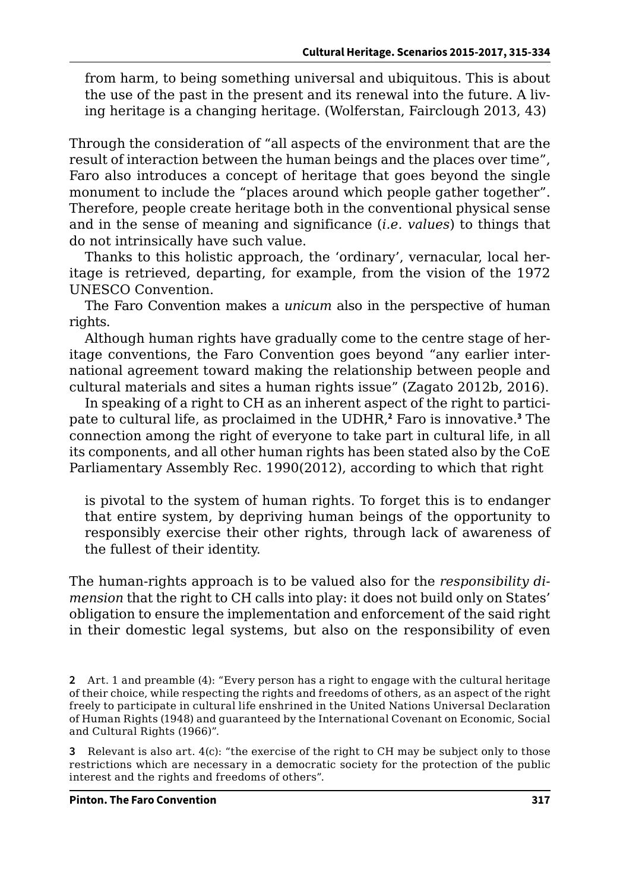> from harm, to being something universal and ubiquitous. This is about the use of the past in the present and its renewal into the future. A living heritage is a changing heritage. (Wolferstan, Fairclough 2013, 43)

Through the consideration of "all aspects of the environment that are the result of interaction between the human beings and the places over time", Faro also introduces a concept of heritage that goes beyond the single monument to include the "places around which people gather together". Therefore, people create heritage both in the conventional physical sense and in the sense of meaning and significance (*i.e. values*) to things that do not intrinsically have such value.

Thanks to this holistic approach, the 'ordinary', vernacular, local heritage is retrieved, departing, for example, from the vision of the 1972 UNESCO Convention.

The Faro Convention makes a *unicum* also in the perspective of human rights.

Although human rights have gradually come to the centre stage of heritage conventions, the Faro Convention goes beyond "any earlier international agreement toward making the relationship between people and cultural materials and sites a human rights issue" (Zagato 2012b, 2016).

In speaking of a right to CH as an inherent aspect of the right to participate to cultural life, as proclaimed in the UDHR,[2] Faro is innovative.[3] The connection among the right of everyone to take part in cultural life, in all its components, and all other human rights has been stated also by the CoE Parliamentary Assembly Rec. 1990(2012), according to which that right

> is pivotal to the system of human rights. To forget this is to endanger that entire system, by depriving human beings of the opportunity to responsibly exercise their other rights, through lack of awareness of the fullest of their identity.

The human-rights approach is to be valued also for the *responsibility dimension* that the right to CH calls into play: it does not build only on States' obligation to ensure the implementation and enforcement of the said right in their domestic legal systems, but also on the responsibility of even

---

**2** Art. 1 and preamble (4): "Every person has a right to engage with the cultural heritage of their choice, while respecting the rights and freedoms of others, as an aspect of the right freely to participate in cultural life enshrined in the United Nations Universal Declaration of Human Rights (1948) and guaranteed by the International Covenant on Economic, Social and Cultural Rights (1966)".

**3** Relevant is also art. 4(c): "the exercise of the right to CH may be subject only to those restrictions which are necessary in a democratic society for the protection of the public interest and the rights and freedoms of others".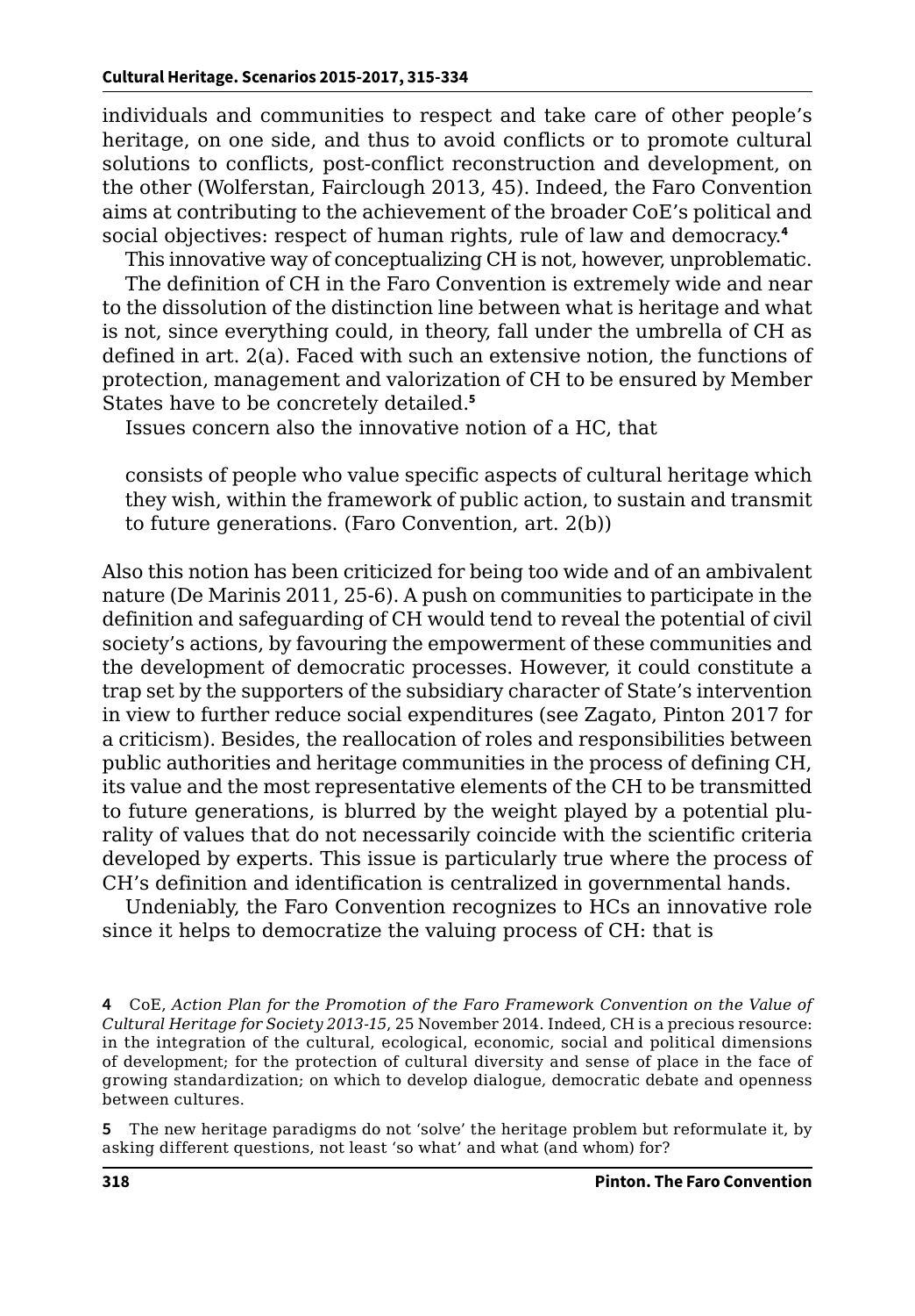individuals and communities to respect and take care of other people's heritage, on one side, and thus to avoid conflicts or to promote cultural solutions to conflicts, post-conflict reconstruction and development, on the other (Wolferstan, Fairclough 2013, 45). Indeed, the Faro Convention aims at contributing to the achievement of the broader CoE's political and social objectives: respect of human rights, rule of law and democracy.[4]

This innovative way of conceptualizing CH is not, however, unproblematic.

The definition of CH in the Faro Convention is extremely wide and near to the dissolution of the distinction line between what is heritage and what is not, since everything could, in theory, fall under the umbrella of CH as defined in art. 2(a). Faced with such an extensive notion, the functions of protection, management and valorization of CH to be ensured by Member States have to be concretely detailed.[5]

Issues concern also the innovative notion of a HC, that

> consists of people who value specific aspects of cultural heritage which they wish, within the framework of public action, to sustain and transmit to future generations. (Faro Convention, art. 2(b))

Also this notion has been criticized for being too wide and of an ambivalent nature (De Marinis 2011, 25-6). A push on communities to participate in the definition and safeguarding of CH would tend to reveal the potential of civil society's actions, by favouring the empowerment of these communities and the development of democratic processes. However, it could constitute a trap set by the supporters of the subsidiary character of State's intervention in view to further reduce social expenditures (see Zagato, Pinton 2017 for a criticism). Besides, the reallocation of roles and responsibilities between public authorities and heritage communities in the process of defining CH, its value and the most representative elements of the CH to be transmitted to future generations, is blurred by the weight played by a potential plurality of values that do not necessarily coincide with the scientific criteria developed by experts. This issue is particularly true where the process of CH's definition and identification is centralized in governmental hands.

Undeniably, the Faro Convention recognizes to HCs an innovative role since it helps to democratize the valuing process of CH: that is

---

4 CoE, *Action Plan for the Promotion of the Faro Framework Convention on the Value of Cultural Heritage for Society 2013-15*, 25 November 2014. Indeed, CH is a precious resource: in the integration of the cultural, ecological, economic, social and political dimensions of development; for the protection of cultural diversity and sense of place in the face of growing standardization; on which to develop dialogue, democratic debate and openness between cultures.

5 The new heritage paradigms do not 'solve' the heritage problem but reformulate it, by asking different questions, not least 'so what' and what (and whom) for?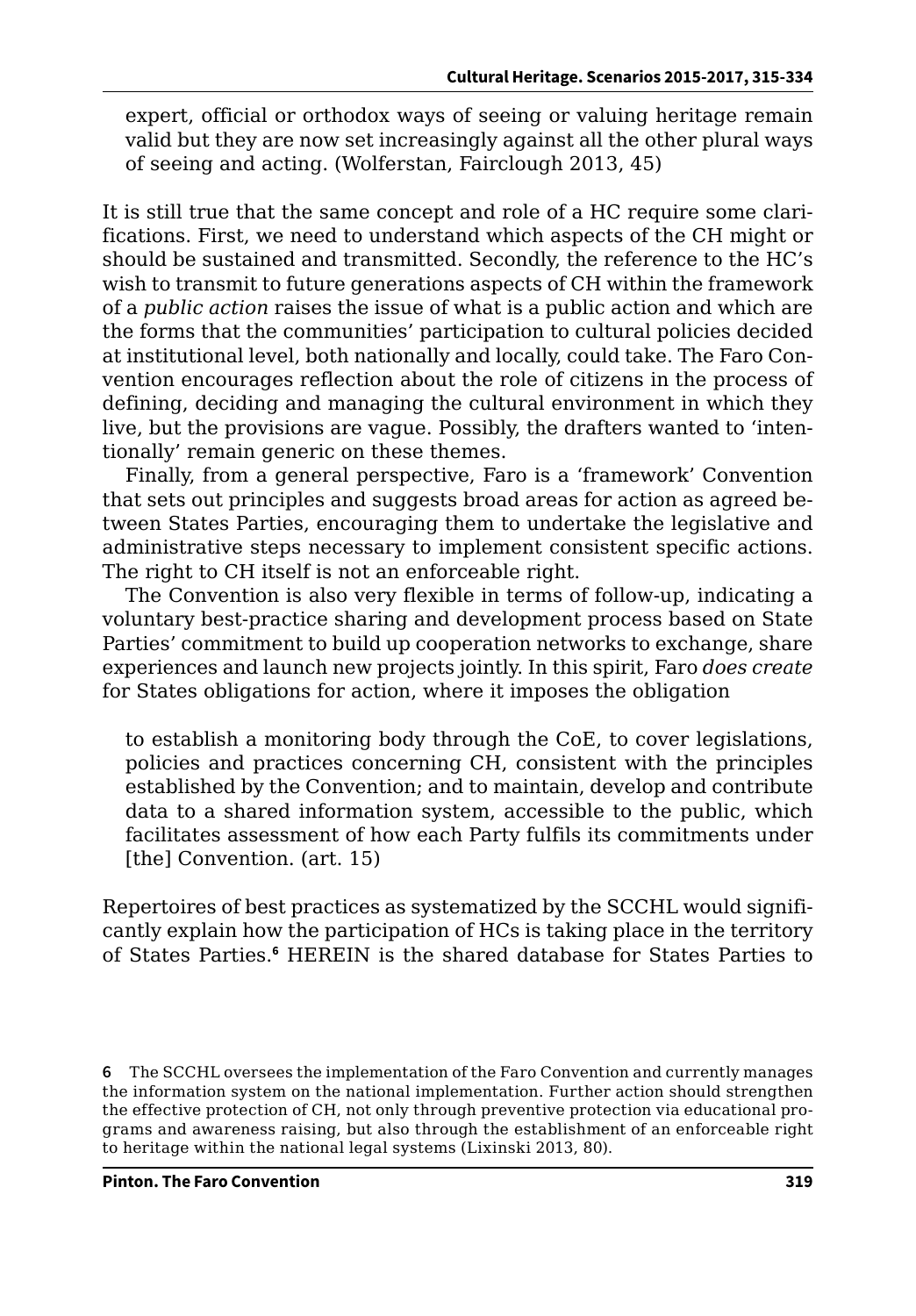expert, official or orthodox ways of seeing or valuing heritage remain valid but they are now set increasingly against all the other plural ways of seeing and acting. (Wolferstan, Fairclough 2013, 45)

It is still true that the same concept and role of a HC require some clarifications. First, we need to understand which aspects of the CH might or should be sustained and transmitted. Secondly, the reference to the HC's wish to transmit to future generations aspects of CH within the framework of a *public action* raises the issue of what is a public action and which are the forms that the communities' participation to cultural policies decided at institutional level, both nationally and locally, could take. The Faro Convention encourages reflection about the role of citizens in the process of defining, deciding and managing the cultural environment in which they live, but the provisions are vague. Possibly, the drafters wanted to 'intentionally' remain generic on these themes.

Finally, from a general perspective, Faro is a 'framework' Convention that sets out principles and suggests broad areas for action as agreed between States Parties, encouraging them to undertake the legislative and administrative steps necessary to implement consistent specific actions. The right to CH itself is not an enforceable right.

The Convention is also very flexible in terms of follow-up, indicating a voluntary best-practice sharing and development process based on State Parties' commitment to build up cooperation networks to exchange, share experiences and launch new projects jointly. In this spirit, Faro *does create* for States obligations for action, where it imposes the obligation

to establish a monitoring body through the CoE, to cover legislations, policies and practices concerning CH, consistent with the principles established by the Convention; and to maintain, develop and contribute data to a shared information system, accessible to the public, which facilitates assessment of how each Party fulfils its commitments under [the] Convention. (art. 15)

Repertoires of best practices as systematized by the SCCHL would significantly explain how the participation of HCs is taking place in the territory of States Parties.[6] HEREIN is the shared database for States Parties to

[6] The SCCHL oversees the implementation of the Faro Convention and currently manages the information system on the national implementation. Further action should strengthen the effective protection of CH, not only through preventive protection via educational programs and awareness raising, but also through the establishment of an enforceable right to heritage within the national legal systems (Lixinski 2013, 80).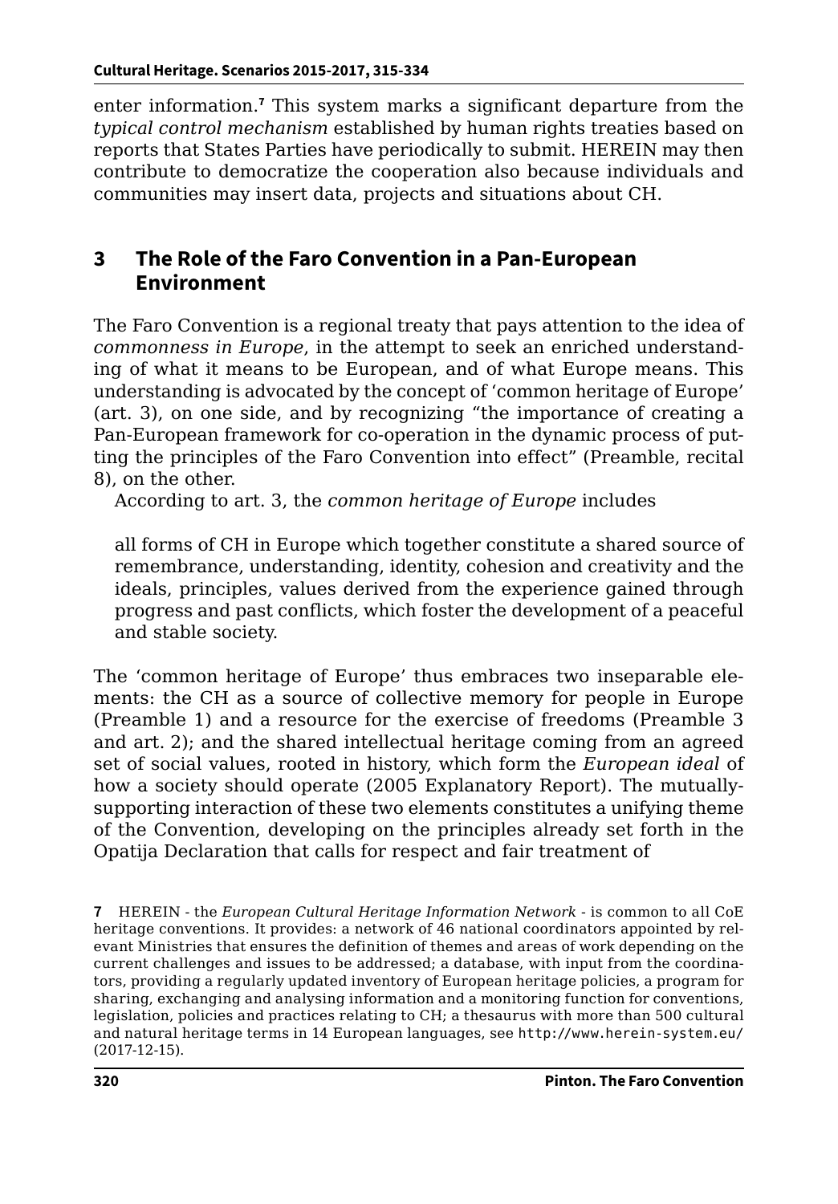enter information.[7] This system marks a significant departure from the *typical control mechanism* established by human rights treaties based on reports that States Parties have periodically to submit. HEREIN may then contribute to democratize the cooperation also because individuals and communities may insert data, projects and situations about CH.

## 3 The Role of the Faro Convention in a Pan-European Environment

The Faro Convention is a regional treaty that pays attention to the idea of *commonness in Europe*, in the attempt to seek an enriched understanding of what it means to be European, and of what Europe means. This understanding is advocated by the concept of 'common heritage of Europe' (art. 3), on one side, and by recognizing "the importance of creating a Pan-European framework for co-operation in the dynamic process of putting the principles of the Faro Convention into effect" (Preamble, recital 8), on the other.

According to art. 3, the *common heritage of Europe* includes

> all forms of CH in Europe which together constitute a shared source of remembrance, understanding, identity, cohesion and creativity and the ideals, principles, values derived from the experience gained through progress and past conflicts, which foster the development of a peaceful and stable society.

The 'common heritage of Europe' thus embraces two inseparable elements: the CH as a source of collective memory for people in Europe (Preamble 1) and a resource for the exercise of freedoms (Preamble 3 and art. 2); and the shared intellectual heritage coming from an agreed set of social values, rooted in history, which form the *European ideal* of how a society should operate (2005 Explanatory Report). The mutually-supporting interaction of these two elements constitutes a unifying theme of the Convention, developing on the principles already set forth in the Opatija Declaration that calls for respect and fair treatment of

---

7 HEREIN - the *European Cultural Heritage Information Network* - is common to all CoE heritage conventions. It provides: a network of 46 national coordinators appointed by relevant Ministries that ensures the definition of themes and areas of work depending on the current challenges and issues to be addressed; a database, with input from the coordinators, providing a regularly updated inventory of European heritage policies, a program for sharing, exchanging and analysing information and a monitoring function for conventions, legislation, policies and practices relating to CH; a thesaurus with more than 500 cultural and natural heritage terms in 14 European languages, see http://www.herein-system.eu/ (2017-12-15).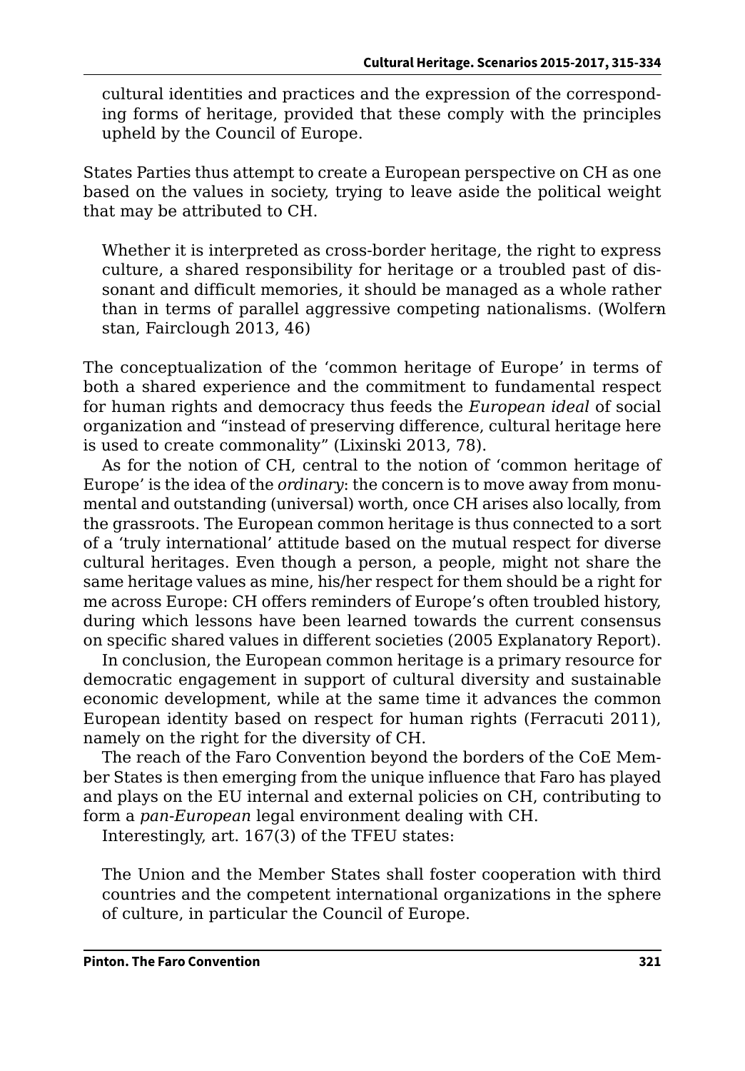cultural identities and practices and the expression of the corresponding forms of heritage, provided that these comply with the principles upheld by the Council of Europe.

States Parties thus attempt to create a European perspective on CH as one based on the values in society, trying to leave aside the political weight that may be attributed to CH.

> Whether it is interpreted as cross-border heritage, the right to express culture, a shared responsibility for heritage or a troubled past of dissonant and difficult memories, it should be managed as a whole rather than in terms of parallel aggressive competing nationalisms. (Wolferstan, Fairclough 2013, 46)

The conceptualization of the 'common heritage of Europe' in terms of both a shared experience and the commitment to fundamental respect for human rights and democracy thus feeds the *European ideal* of social organization and "instead of preserving difference, cultural heritage here is used to create commonality" (Lixinski 2013, 78).

As for the notion of CH, central to the notion of 'common heritage of Europe' is the idea of the *ordinary*: the concern is to move away from monumental and outstanding (universal) worth, once CH arises also locally, from the grassroots. The European common heritage is thus connected to a sort of a 'truly international' attitude based on the mutual respect for diverse cultural heritages. Even though a person, a people, might not share the same heritage values as mine, his/her respect for them should be a right for me across Europe: CH offers reminders of Europe's often troubled history, during which lessons have been learned towards the current consensus on specific shared values in different societies (2005 Explanatory Report).

In conclusion, the European common heritage is a primary resource for democratic engagement in support of cultural diversity and sustainable economic development, while at the same time it advances the common European identity based on respect for human rights (Ferracuti 2011), namely on the right for the diversity of CH.

The reach of the Faro Convention beyond the borders of the CoE Member States is then emerging from the unique influence that Faro has played and plays on the EU internal and external policies on CH, contributing to form a *pan-European* legal environment dealing with CH.

Interestingly, art. 167(3) of the TFEU states:

> The Union and the Member States shall foster cooperation with third countries and the competent international organizations in the sphere of culture, in particular the Council of Europe.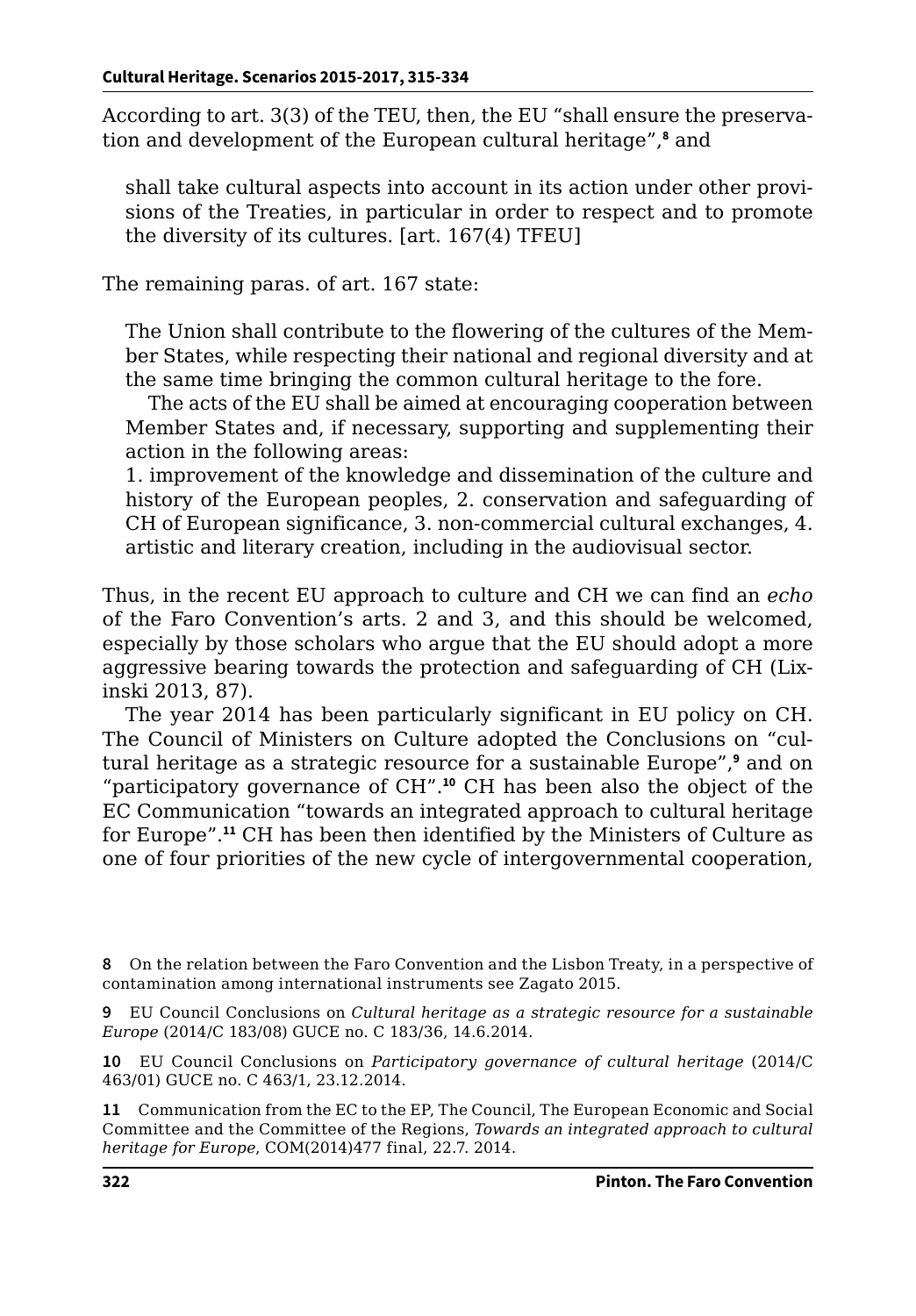According to art. 3(3) of the TEU, then, the EU "shall ensure the preservation and development of the European cultural heritage",[8] and

> shall take cultural aspects into account in its action under other provisions of the Treaties, in particular in order to respect and to promote the diversity of its cultures. [art. 167(4) TFEU]

The remaining paras. of art. 167 state:

> The Union shall contribute to the flowering of the cultures of the Member States, while respecting their national and regional diversity and at the same time bringing the common cultural heritage to the fore.
>
> The acts of the EU shall be aimed at encouraging cooperation between Member States and, if necessary, supporting and supplementing their action in the following areas:
> 1. improvement of the knowledge and dissemination of the culture and history of the European peoples, 2. conservation and safeguarding of CH of European significance, 3. non-commercial cultural exchanges, 4. artistic and literary creation, including in the audiovisual sector.

Thus, in the recent EU approach to culture and CH we can find an *echo* of the Faro Convention's arts. 2 and 3, and this should be welcomed, especially by those scholars who argue that the EU should adopt a more aggressive bearing towards the protection and safeguarding of CH (Lixinski 2013, 87).

The year 2014 has been particularly significant in EU policy on CH. The Council of Ministers on Culture adopted the Conclusions on "cultural heritage as a strategic resource for a sustainable Europe",[9] and on "participatory governance of CH".[10] CH has been also the object of the EC Communication "towards an integrated approach to cultural heritage for Europe".[11] CH has been then identified by the Ministers of Culture as one of four priorities of the new cycle of intergovernmental cooperation,

---

8 On the relation between the Faro Convention and the Lisbon Treaty, in a perspective of contamination among international instruments see Zagato 2015.

9 EU Council Conclusions on *Cultural heritage as a strategic resource for a sustainable Europe* (2014/C 183/08) GUCE no. C 183/36, 14.6.2014.

10 EU Council Conclusions on *Participatory governance of cultural heritage* (2014/C 463/01) GUCE no. C 463/1, 23.12.2014.

11 Communication from the EC to the EP, The Council, The European Economic and Social Committee and the Committee of the Regions, *Towards an integrated approach to cultural heritage for Europe*, COM(2014)477 final, 22.7. 2014.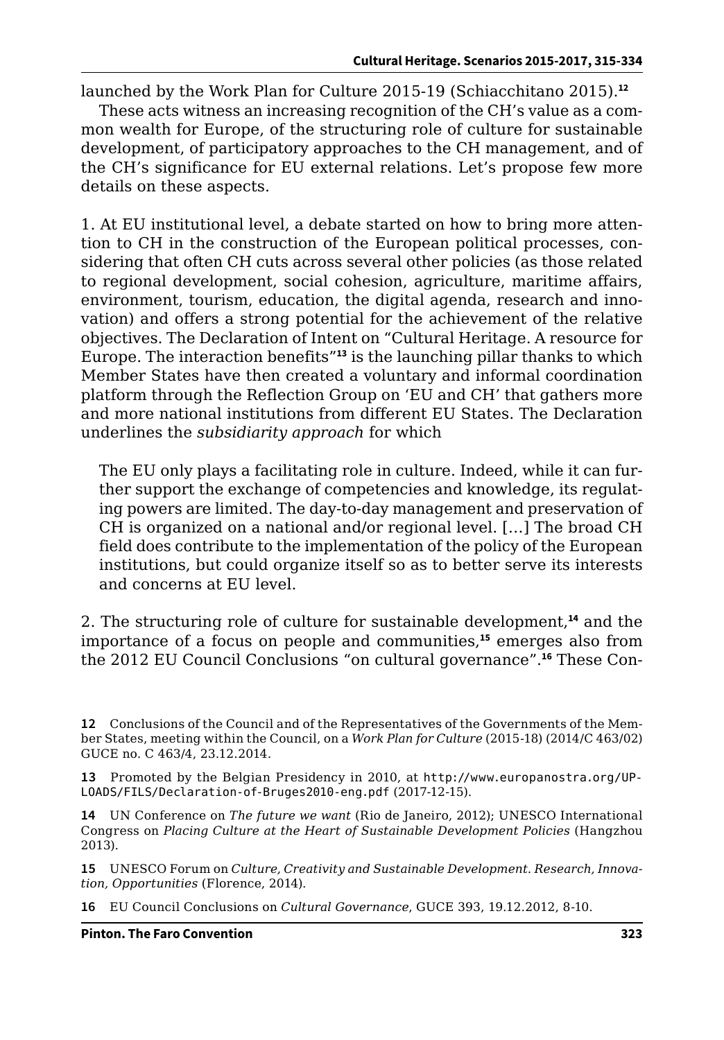launched by the Work Plan for Culture 2015-19 (Schiacchitano 2015).[12]

These acts witness an increasing recognition of the CH's value as a common wealth for Europe, of the structuring role of culture for sustainable development, of participatory approaches to the CH management, and of the CH's significance for EU external relations. Let's propose few more details on these aspects.

1. At EU institutional level, a debate started on how to bring more attention to CH in the construction of the European political processes, considering that often CH cuts across several other policies (as those related to regional development, social cohesion, agriculture, maritime affairs, environment, tourism, education, the digital agenda, research and innovation) and offers a strong potential for the achievement of the relative objectives. The Declaration of Intent on "Cultural Heritage. A resource for Europe. The interaction benefits"[13] is the launching pillar thanks to which Member States have then created a voluntary and informal coordination platform through the Reflection Group on 'EU and CH' that gathers more and more national institutions from different EU States. The Declaration underlines the *subsidiarity approach* for which

> The EU only plays a facilitating role in culture. Indeed, while it can further support the exchange of competencies and knowledge, its regulating powers are limited. The day-to-day management and preservation of CH is organized on a national and/or regional level. […] The broad CH field does contribute to the implementation of the policy of the European institutions, but could organize itself so as to better serve its interests and concerns at EU level.

2. The structuring role of culture for sustainable development,[14] and the importance of a focus on people and communities,[15] emerges also from the 2012 EU Council Conclusions "on cultural governance".[16] These Con-

---

12 Conclusions of the Council and of the Representatives of the Governments of the Member States, meeting within the Council, on a *Work Plan for Culture* (2015-18) (2014/C 463/02) GUCE no. C 463/4, 23.12.2014.

13 Promoted by the Belgian Presidency in 2010, at http://www.europanostra.org/UPLOADS/FILS/Declaration-of-Bruges2010-eng.pdf (2017-12-15).

14 UN Conference on *The future we want* (Rio de Janeiro, 2012); UNESCO International Congress on *Placing Culture at the Heart of Sustainable Development Policies* (Hangzhou 2013).

15 UNESCO Forum on *Culture, Creativity and Sustainable Development. Research, Innovation, Opportunities* (Florence, 2014).

16 EU Council Conclusions on *Cultural Governance*, GUCE 393, 19.12.2012, 8-10.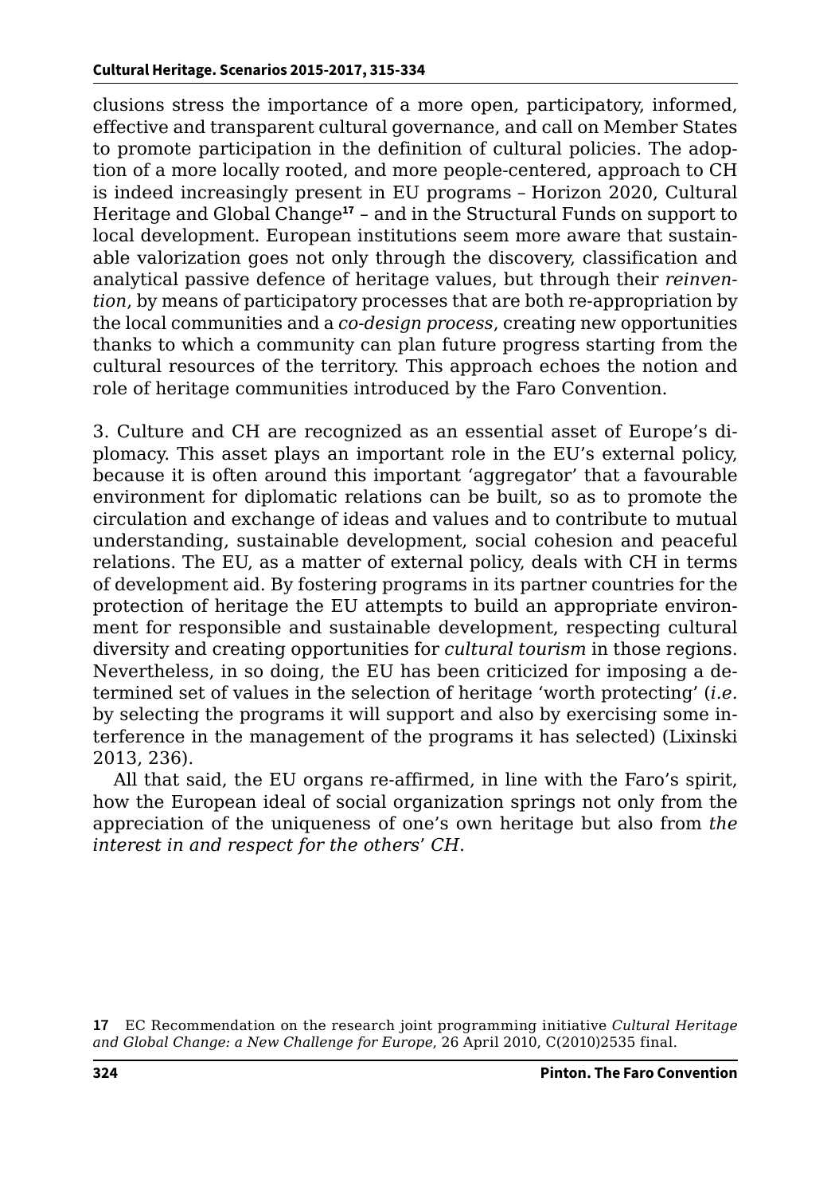clusions stress the importance of a more open, participatory, informed, effective and transparent cultural governance, and call on Member States to promote participation in the definition of cultural policies. The adoption of a more locally rooted, and more people-centered, approach to CH is indeed increasingly present in EU programs – Horizon 2020, Cultural Heritage and Global Change[17] – and in the Structural Funds on support to local development. European institutions seem more aware that sustainable valorization goes not only through the discovery, classification and analytical passive defence of heritage values, but through their *reinvention*, by means of participatory processes that are both re-appropriation by the local communities and a *co-design process*, creating new opportunities thanks to which a community can plan future progress starting from the cultural resources of the territory. This approach echoes the notion and role of heritage communities introduced by the Faro Convention.

3. Culture and CH are recognized as an essential asset of Europe's diplomacy. This asset plays an important role in the EU's external policy, because it is often around this important 'aggregator' that a favourable environment for diplomatic relations can be built, so as to promote the circulation and exchange of ideas and values and to contribute to mutual understanding, sustainable development, social cohesion and peaceful relations. The EU, as a matter of external policy, deals with CH in terms of development aid. By fostering programs in its partner countries for the protection of heritage the EU attempts to build an appropriate environment for responsible and sustainable development, respecting cultural diversity and creating opportunities for *cultural tourism* in those regions. Nevertheless, in so doing, the EU has been criticized for imposing a determined set of values in the selection of heritage 'worth protecting' (*i.e.* by selecting the programs it will support and also by exercising some interference in the management of the programs it has selected) (Lixinski 2013, 236).

All that said, the EU organs re-affirmed, in line with the Faro's spirit, how the European ideal of social organization springs not only from the appreciation of the uniqueness of one's own heritage but also from *the interest in and respect for the others' CH*.

**17** EC Recommendation on the research joint programming initiative *Cultural Heritage and Global Change: a New Challenge for Europe*, 26 April 2010, C(2010)2535 final.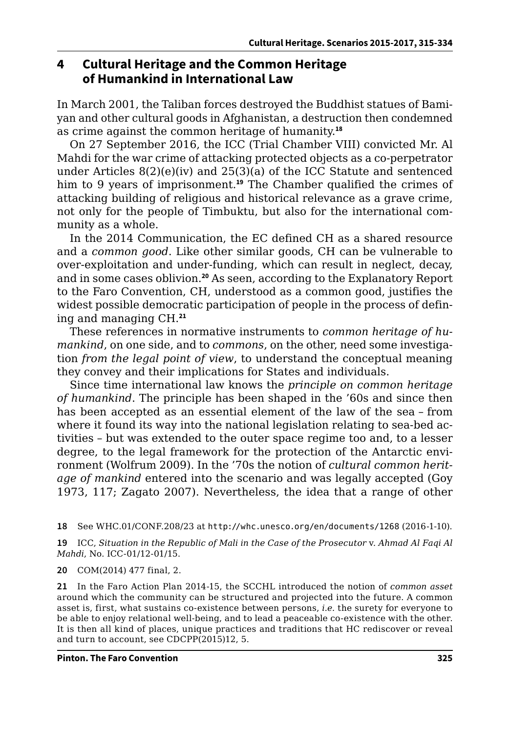## 4 Cultural Heritage and the Common Heritage of Humankind in International Law

In March 2001, the Taliban forces destroyed the Buddhist statues of Bamiyan and other cultural goods in Afghanistan, a destruction then condemned as crime against the common heritage of humanity.[18]

On 27 September 2016, the ICC (Trial Chamber VIII) convicted Mr. Al Mahdi for the war crime of attacking protected objects as a co-perpetrator under Articles 8(2)(e)(iv) and 25(3)(a) of the ICC Statute and sentenced him to 9 years of imprisonment.[19] The Chamber qualified the crimes of attacking building of religious and historical relevance as a grave crime, not only for the people of Timbuktu, but also for the international community as a whole.

In the 2014 Communication, the EC defined CH as a shared resource and a *common good*. Like other similar goods, CH can be vulnerable to over-exploitation and under-funding, which can result in neglect, decay, and in some cases oblivion.[20] As seen, according to the Explanatory Report to the Faro Convention, CH, understood as a common good, justifies the widest possible democratic participation of people in the process of defining and managing CH.[21]

These references in normative instruments to *common heritage of humankind*, on one side, and to *commons*, on the other, need some investigation *from the legal point of view*, to understand the conceptual meaning they convey and their implications for States and individuals.

Since time international law knows the *principle on common heritage of humankind*. The principle has been shaped in the '60s and since then has been accepted as an essential element of the law of the sea – from where it found its way into the national legislation relating to sea-bed activities – but was extended to the outer space regime too and, to a lesser degree, to the legal framework for the protection of the Antarctic environment (Wolfrum 2009). In the '70s the notion of *cultural common heritage of mankind* entered into the scenario and was legally accepted (Goy 1973, 117; Zagato 2007). Nevertheless, the idea that a range of other

18 See WHC.01/CONF.208/23 at http://whc.unesco.org/en/documents/1268 (2016-1-10).

19 ICC, *Situation in the Republic of Mali in the Case of the Prosecutor* v. *Ahmad Al Faqi Al Mahdi*, No. ICC-01/12-01/15.

20 COM(2014) 477 final, 2.

21 In the Faro Action Plan 2014-15, the SCCHL introduced the notion of *common asset* around which the community can be structured and projected into the future. A common asset is, first, what sustains co-existence between persons, *i.e.* the surety for everyone to be able to enjoy relational well-being, and to lead a peaceable co-existence with the other. It is then all kind of places, unique practices and traditions that HC rediscover or reveal and turn to account, see CDCPP(2015)12, 5.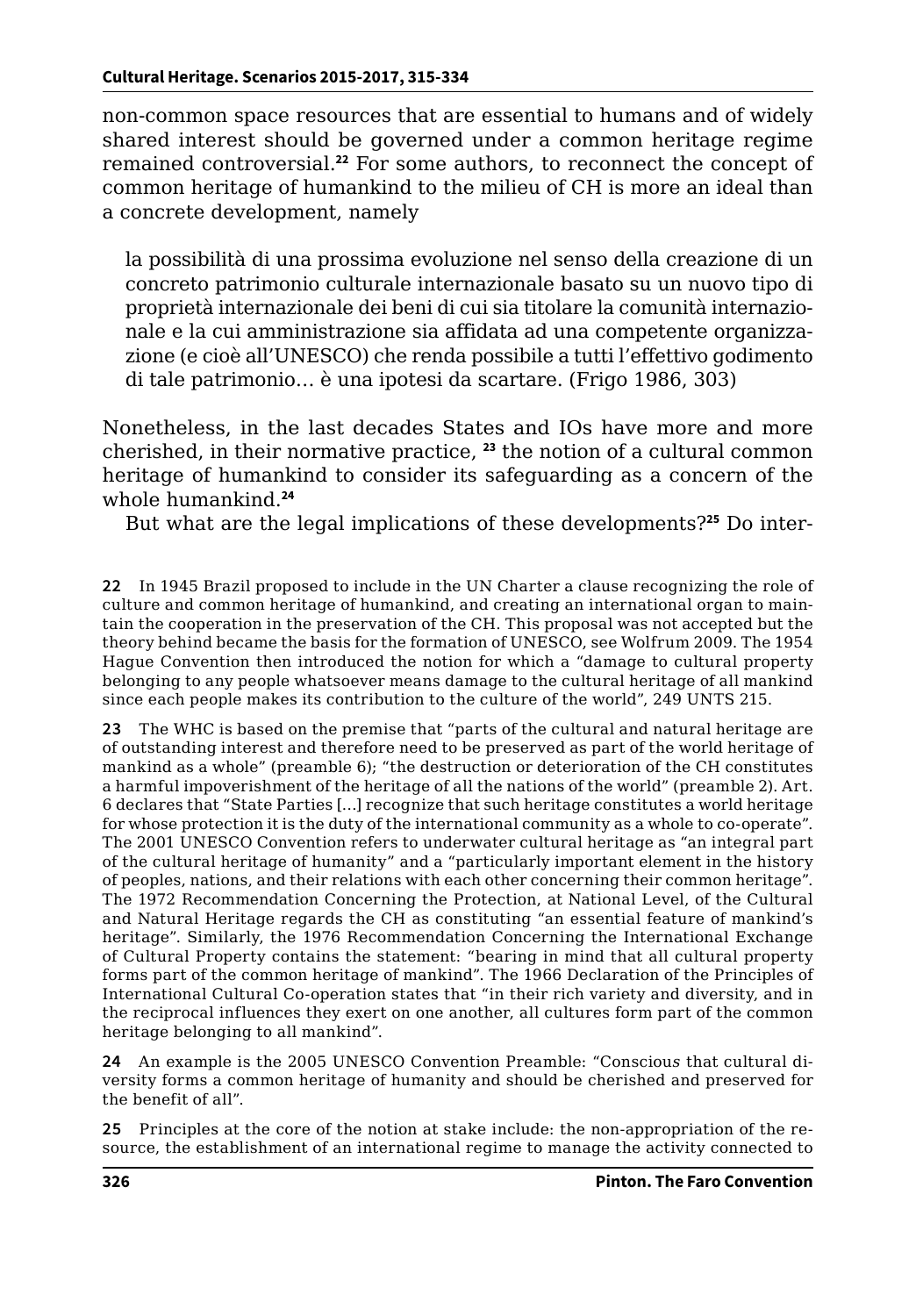non-common space resources that are essential to humans and of widely shared interest should be governed under a common heritage regime remained controversial.[22] For some authors, to reconnect the concept of common heritage of humankind to the milieu of CH is more an ideal than a concrete development, namely

> la possibilità di una prossima evoluzione nel senso della creazione di un concreto patrimonio culturale internazionale basato su un nuovo tipo di proprietà internazionale dei beni di cui sia titolare la comunità internazionale e la cui amministrazione sia affidata ad una competente organizzazione (e cioè all'UNESCO) che renda possibile a tutti l'effettivo godimento di tale patrimonio… è una ipotesi da scartare. (Frigo 1986, 303)

Nonetheless, in the last decades States and IOs have more and more cherished, in their normative practice, [23] the notion of a cultural common heritage of humankind to consider its safeguarding as a concern of the whole humankind.[24]

But what are the legal implications of these developments?[25] Do inter-

**22** In 1945 Brazil proposed to include in the UN Charter a clause recognizing the role of culture and common heritage of humankind, and creating an international organ to maintain the cooperation in the preservation of the CH. This proposal was not accepted but the theory behind became the basis for the formation of UNESCO, see Wolfrum 2009. The 1954 Hague Convention then introduced the notion for which a "damage to cultural property belonging to any people whatsoever means damage to the cultural heritage of all mankind since each people makes its contribution to the culture of the world", 249 UNTS 215.

**23** The WHC is based on the premise that "parts of the cultural and natural heritage are of outstanding interest and therefore need to be preserved as part of the world heritage of mankind as a whole" (preamble 6); "the destruction or deterioration of the CH constitutes a harmful impoverishment of the heritage of all the nations of the world" (preamble 2). Art. 6 declares that "State Parties [...] recognize that such heritage constitutes a world heritage for whose protection it is the duty of the international community as a whole to co-operate". The 2001 UNESCO Convention refers to underwater cultural heritage as "an integral part of the cultural heritage of humanity" and a "particularly important element in the history of peoples, nations, and their relations with each other concerning their common heritage". The 1972 Recommendation Concerning the Protection, at National Level, of the Cultural and Natural Heritage regards the CH as constituting "an essential feature of mankind's heritage". Similarly, the 1976 Recommendation Concerning the International Exchange of Cultural Property contains the statement: "bearing in mind that all cultural property forms part of the common heritage of mankind". The 1966 Declaration of the Principles of International Cultural Co-operation states that "in their rich variety and diversity, and in the reciprocal influences they exert on one another, all cultures form part of the common heritage belonging to all mankind".

**24** An example is the 2005 UNESCO Convention Preamble: "Conscious that cultural diversity forms a common heritage of humanity and should be cherished and preserved for the benefit of all".

**25** Principles at the core of the notion at stake include: the non-appropriation of the resource, the establishment of an international regime to manage the activity connected to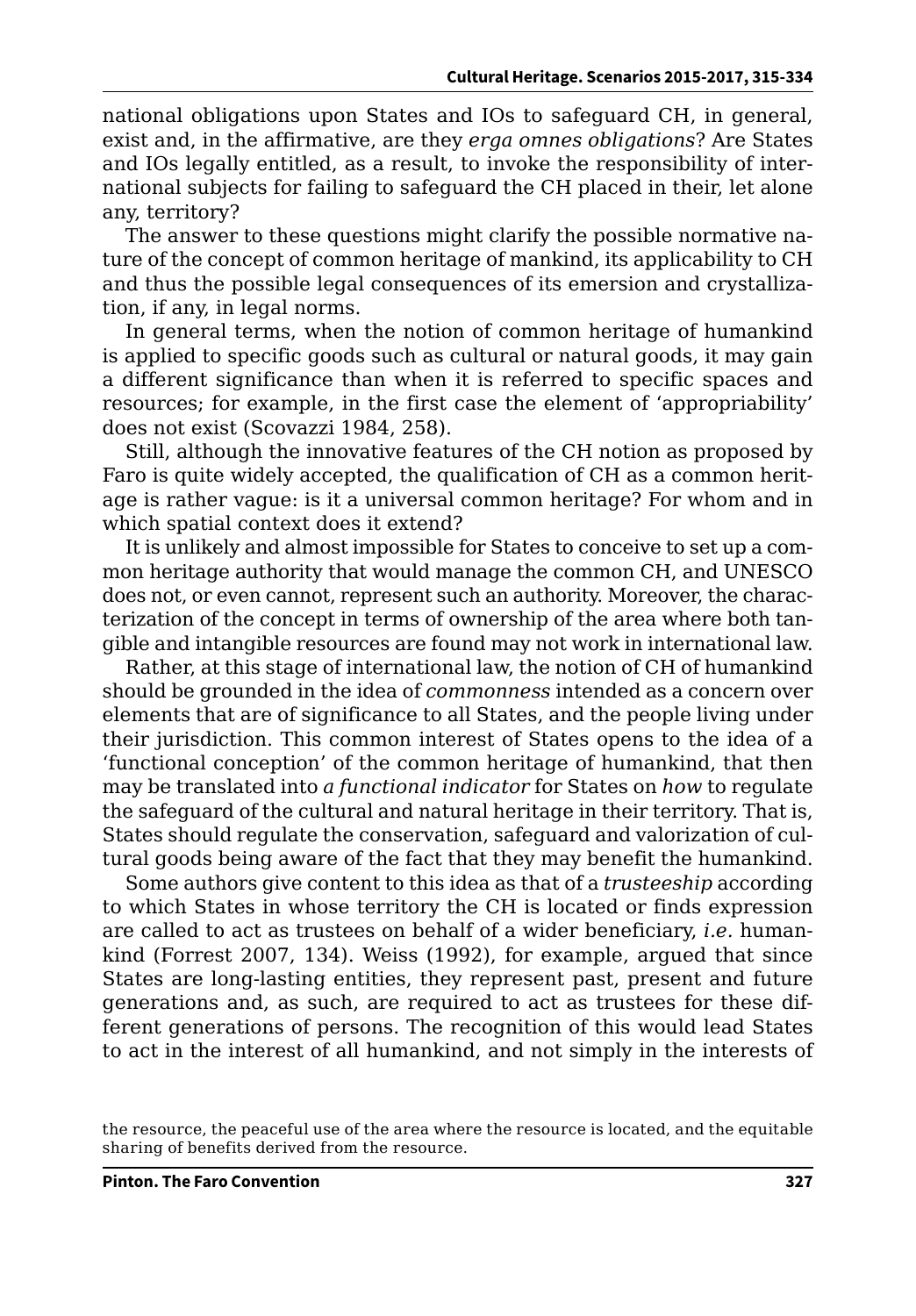national obligations upon States and IOs to safeguard CH, in general, exist and, in the affirmative, are they *erga omnes obligations*? Are States and IOs legally entitled, as a result, to invoke the responsibility of international subjects for failing to safeguard the CH placed in their, let alone any, territory?

The answer to these questions might clarify the possible normative nature of the concept of common heritage of mankind, its applicability to CH and thus the possible legal consequences of its emersion and crystallization, if any, in legal norms.

In general terms, when the notion of common heritage of humankind is applied to specific goods such as cultural or natural goods, it may gain a different significance than when it is referred to specific spaces and resources; for example, in the first case the element of 'appropriability' does not exist (Scovazzi 1984, 258).

Still, although the innovative features of the CH notion as proposed by Faro is quite widely accepted, the qualification of CH as a common heritage is rather vague: is it a universal common heritage? For whom and in which spatial context does it extend?

It is unlikely and almost impossible for States to conceive to set up a common heritage authority that would manage the common CH, and UNESCO does not, or even cannot, represent such an authority. Moreover, the characterization of the concept in terms of ownership of the area where both tangible and intangible resources are found may not work in international law.

Rather, at this stage of international law, the notion of CH of humankind should be grounded in the idea of *commonness* intended as a concern over elements that are of significance to all States, and the people living under their jurisdiction. This common interest of States opens to the idea of a 'functional conception' of the common heritage of humankind, that then may be translated into *a functional indicator* for States on *how* to regulate the safeguard of the cultural and natural heritage in their territory. That is, States should regulate the conservation, safeguard and valorization of cultural goods being aware of the fact that they may benefit the humankind.

Some authors give content to this idea as that of a *trusteeship* according to which States in whose territory the CH is located or finds expression are called to act as trustees on behalf of a wider beneficiary, *i.e.* humankind (Forrest 2007, 134). Weiss (1992), for example, argued that since States are long-lasting entities, they represent past, present and future generations and, as such, are required to act as trustees for these different generations of persons. The recognition of this would lead States to act in the interest of all humankind, and not simply in the interests of

the resource, the peaceful use of the area where the resource is located, and the equitable sharing of benefits derived from the resource.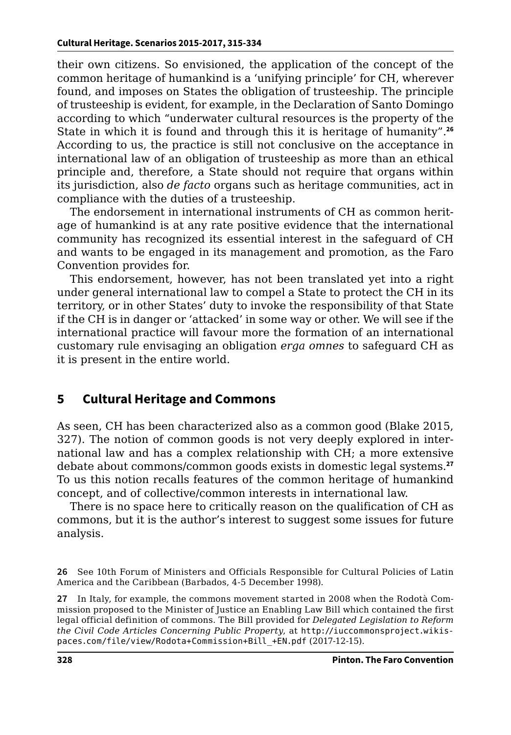their own citizens. So envisioned, the application of the concept of the common heritage of humankind is a 'unifying principle' for CH, wherever found, and imposes on States the obligation of trusteeship. The principle of trusteeship is evident, for example, in the Declaration of Santo Domingo according to which "underwater cultural resources is the property of the State in which it is found and through this it is heritage of humanity".[26] According to us, the practice is still not conclusive on the acceptance in international law of an obligation of trusteeship as more than an ethical principle and, therefore, a State should not require that organs within its jurisdiction, also *de facto* organs such as heritage communities, act in compliance with the duties of a trusteeship.

The endorsement in international instruments of CH as common heritage of humankind is at any rate positive evidence that the international community has recognized its essential interest in the safeguard of CH and wants to be engaged in its management and promotion, as the Faro Convention provides for.

This endorsement, however, has not been translated yet into a right under general international law to compel a State to protect the CH in its territory, or in other States' duty to invoke the responsibility of that State if the CH is in danger or 'attacked' in some way or other. We will see if the international practice will favour more the formation of an international customary rule envisaging an obligation *erga omnes* to safeguard CH as it is present in the entire world.

## 5 Cultural Heritage and Commons

As seen, CH has been characterized also as a common good (Blake 2015, 327). The notion of common goods is not very deeply explored in international law and has a complex relationship with CH; a more extensive debate about commons/common goods exists in domestic legal systems.[27] To us this notion recalls features of the common heritage of humankind concept, and of collective/common interests in international law.

There is no space here to critically reason on the qualification of CH as commons, but it is the author's interest to suggest some issues for future analysis.

26 See 10th Forum of Ministers and Officials Responsible for Cultural Policies of Latin America and the Caribbean (Barbados, 4-5 December 1998).

27 In Italy, for example, the commons movement started in 2008 when the Rodotà Commission proposed to the Minister of Justice an Enabling Law Bill which contained the first legal official definition of commons. The Bill provided for *Delegated Legislation to Reform the Civil Code Articles Concerning Public Property*, at http://iuccommonsproject.wikispaces.com/file/view/Rodota+Commission+Bill_+EN.pdf (2017-12-15).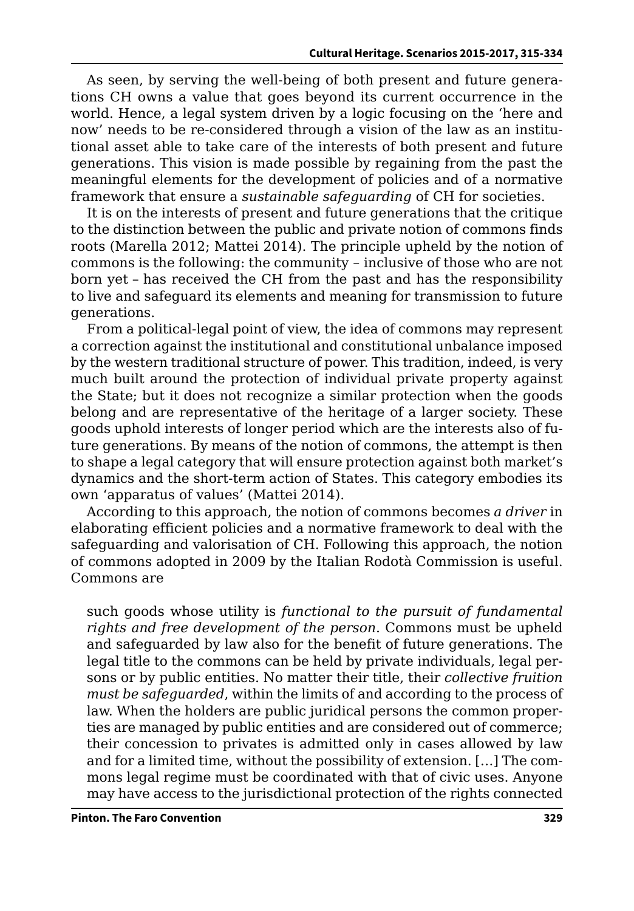As seen, by serving the well-being of both present and future generations CH owns a value that goes beyond its current occurrence in the world. Hence, a legal system driven by a logic focusing on the 'here and now' needs to be re-considered through a vision of the law as an institutional asset able to take care of the interests of both present and future generations. This vision is made possible by regaining from the past the meaningful elements for the development of policies and of a normative framework that ensure a *sustainable safeguarding* of CH for societies.

It is on the interests of present and future generations that the critique to the distinction between the public and private notion of commons finds roots (Marella 2012; Mattei 2014). The principle upheld by the notion of commons is the following: the community – inclusive of those who are not born yet – has received the CH from the past and has the responsibility to live and safeguard its elements and meaning for transmission to future generations.

From a political-legal point of view, the idea of commons may represent a correction against the institutional and constitutional unbalance imposed by the western traditional structure of power. This tradition, indeed, is very much built around the protection of individual private property against the State; but it does not recognize a similar protection when the goods belong and are representative of the heritage of a larger society. These goods uphold interests of longer period which are the interests also of future generations. By means of the notion of commons, the attempt is then to shape a legal category that will ensure protection against both market's dynamics and the short-term action of States. This category embodies its own 'apparatus of values' (Mattei 2014).

According to this approach, the notion of commons becomes *a driver* in elaborating efficient policies and a normative framework to deal with the safeguarding and valorisation of CH. Following this approach, the notion of commons adopted in 2009 by the Italian Rodotà Commission is useful. Commons are

> such goods whose utility is *functional to the pursuit of fundamental rights and free development of the person*. Commons must be upheld and safeguarded by law also for the benefit of future generations. The legal title to the commons can be held by private individuals, legal persons or by public entities. No matter their title, their *collective fruition must be safeguarded*, within the limits of and according to the process of law. When the holders are public juridical persons the common properties are managed by public entities and are considered out of commerce; their concession to privates is admitted only in cases allowed by law and for a limited time, without the possibility of extension. […] The commons legal regime must be coordinated with that of civic uses. Anyone may have access to the jurisdictional protection of the rights connected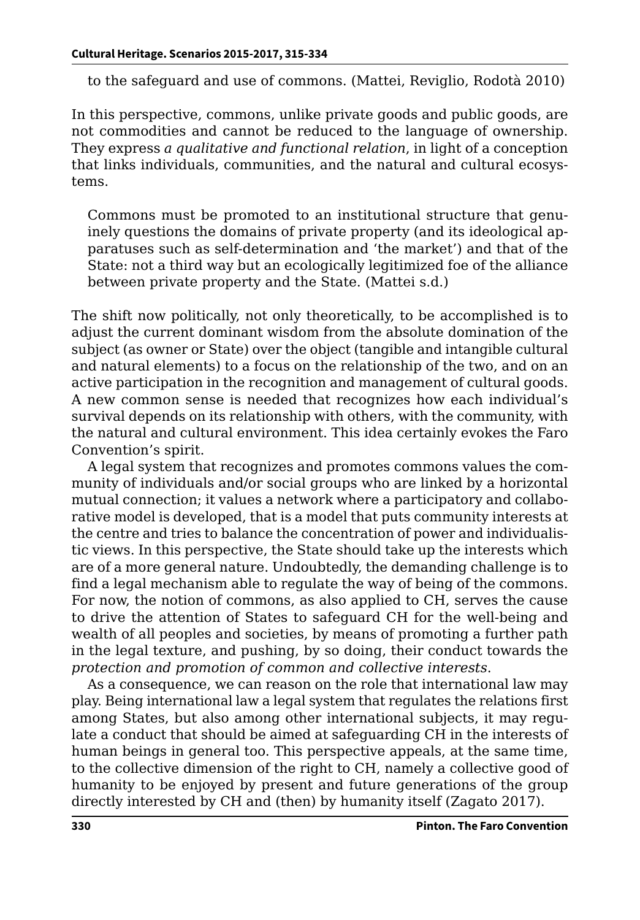to the safeguard and use of commons. (Mattei, Reviglio, Rodotà 2010)

In this perspective, commons, unlike private goods and public goods, are not commodities and cannot be reduced to the language of ownership. They express *a qualitative and functional relation*, in light of a conception that links individuals, communities, and the natural and cultural ecosystems.

> Commons must be promoted to an institutional structure that genuinely questions the domains of private property (and its ideological apparatuses such as self-determination and 'the market') and that of the State: not a third way but an ecologically legitimized foe of the alliance between private property and the State. (Mattei s.d.)

The shift now politically, not only theoretically, to be accomplished is to adjust the current dominant wisdom from the absolute domination of the subject (as owner or State) over the object (tangible and intangible cultural and natural elements) to a focus on the relationship of the two, and on an active participation in the recognition and management of cultural goods. A new common sense is needed that recognizes how each individual's survival depends on its relationship with others, with the community, with the natural and cultural environment. This idea certainly evokes the Faro Convention's spirit.

A legal system that recognizes and promotes commons values the community of individuals and/or social groups who are linked by a horizontal mutual connection; it values a network where a participatory and collaborative model is developed, that is a model that puts community interests at the centre and tries to balance the concentration of power and individualistic views. In this perspective, the State should take up the interests which are of a more general nature. Undoubtedly, the demanding challenge is to find a legal mechanism able to regulate the way of being of the commons. For now, the notion of commons, as also applied to CH, serves the cause to drive the attention of States to safeguard CH for the well-being and wealth of all peoples and societies, by means of promoting a further path in the legal texture, and pushing, by so doing, their conduct towards the *protection and promotion of common and collective interests*.

As a consequence, we can reason on the role that international law may play. Being international law a legal system that regulates the relations first among States, but also among other international subjects, it may regulate a conduct that should be aimed at safeguarding CH in the interests of human beings in general too. This perspective appeals, at the same time, to the collective dimension of the right to CH, namely a collective good of humanity to be enjoyed by present and future generations of the group directly interested by CH and (then) by humanity itself (Zagato 2017).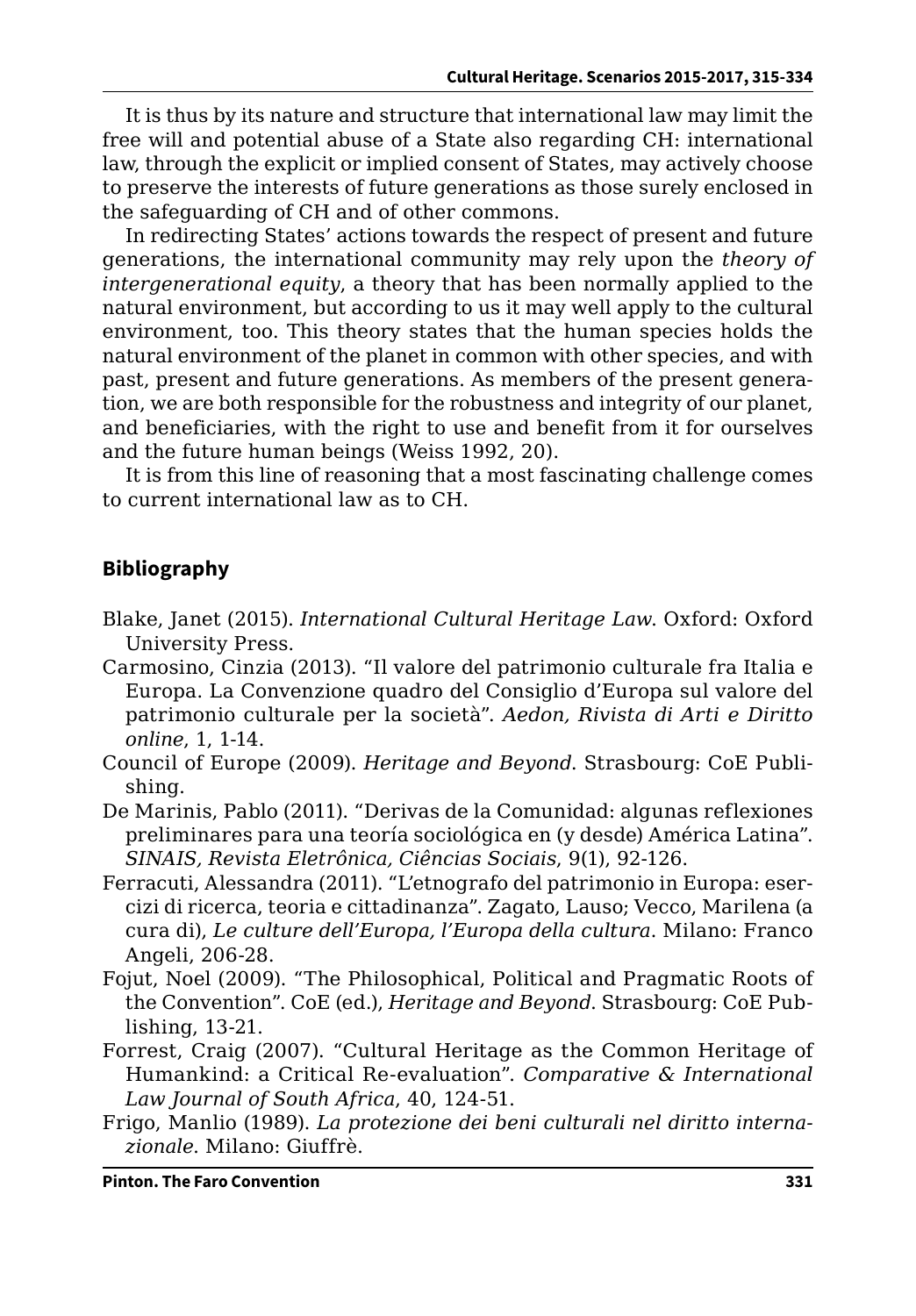It is thus by its nature and structure that international law may limit the free will and potential abuse of a State also regarding CH: international law, through the explicit or implied consent of States, may actively choose to preserve the interests of future generations as those surely enclosed in the safeguarding of CH and of other commons.

In redirecting States' actions towards the respect of present and future generations, the international community may rely upon the *theory of intergenerational equity*, a theory that has been normally applied to the natural environment, but according to us it may well apply to the cultural environment, too. This theory states that the human species holds the natural environment of the planet in common with other species, and with past, present and future generations. As members of the present generation, we are both responsible for the robustness and integrity of our planet, and beneficiaries, with the right to use and benefit from it for ourselves and the future human beings (Weiss 1992, 20).

It is from this line of reasoning that a most fascinating challenge comes to current international law as to CH.

## Bibliography

Blake, Janet (2015). *International Cultural Heritage Law*. Oxford: Oxford University Press.

Carmosino, Cinzia (2013). "Il valore del patrimonio culturale fra Italia e Europa. La Convenzione quadro del Consiglio d'Europa sul valore del patrimonio culturale per la società". *Aedon, Rivista di Arti e Diritto online*, 1, 1-14.

Council of Europe (2009). *Heritage and Beyond*. Strasbourg: CoE Publishing.

De Marinis, Pablo (2011). "Derivas de la Comunidad: algunas reflexiones preliminares para una teoría sociológica en (y desde) América Latina". *SINAIS, Revista Eletrônica, Ciências Sociais*, 9(1), 92-126.

Ferracuti, Alessandra (2011). "L'etnografo del patrimonio in Europa: esercizi di ricerca, teoria e cittadinanza". Zagato, Lauso; Vecco, Marilena (a cura di), *Le culture dell'Europa, l'Europa della cultura*. Milano: Franco Angeli, 206-28.

Fojut, Noel (2009). "The Philosophical, Political and Pragmatic Roots of the Convention". CoE (ed.), *Heritage and Beyond*. Strasbourg: CoE Publishing, 13-21.

Forrest, Craig (2007). "Cultural Heritage as the Common Heritage of Humankind: a Critical Re-evaluation". *Comparative & International Law Journal of South Africa*, 40, 124-51.

Frigo, Manlio (1989). *La protezione dei beni culturali nel diritto internazionale*. Milano: Giuffrè.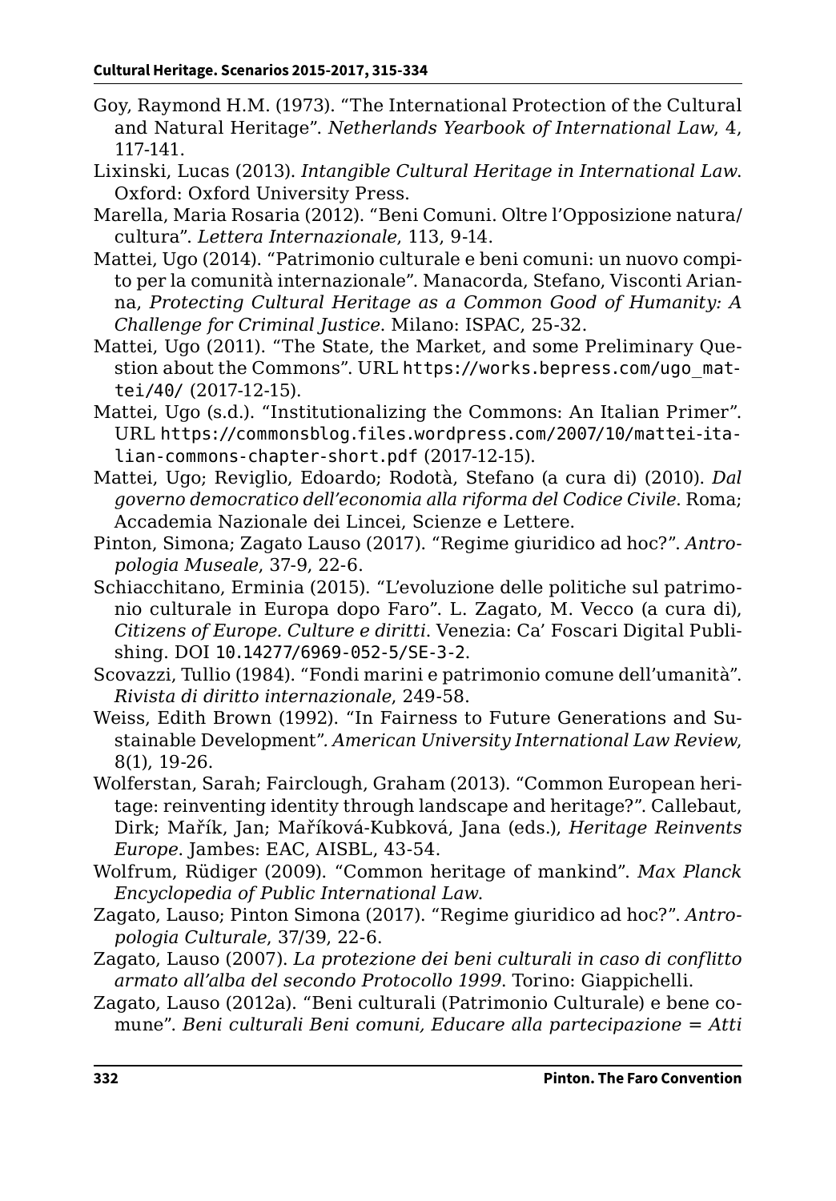Goy, Raymond H.M. (1973). "The International Protection of the Cultural and Natural Heritage". *Netherlands Yearbook of International Law*, 4, 117-141.

Lixinski, Lucas (2013). *Intangible Cultural Heritage in International Law*. Oxford: Oxford University Press.

Marella, Maria Rosaria (2012). "Beni Comuni. Oltre l'Opposizione natura/cultura". *Lettera Internazionale*, 113, 9-14.

Mattei, Ugo (2014). "Patrimonio culturale e beni comuni: un nuovo compito per la comunità internazionale". Manacorda, Stefano, Visconti Arianna, *Protecting Cultural Heritage as a Common Good of Humanity: A Challenge for Criminal Justice*. Milano: ISPAC, 25-32.

Mattei, Ugo (2011). "The State, the Market, and some Preliminary Question about the Commons". URL https://works.bepress.com/ugo_mattei/40/ (2017-12-15).

Mattei, Ugo (s.d.). "Institutionalizing the Commons: An Italian Primer". URL https://commonsblog.files.wordpress.com/2007/10/mattei-italian-commons-chapter-short.pdf (2017-12-15).

Mattei, Ugo; Reviglio, Edoardo; Rodotà, Stefano (a cura di) (2010). *Dal governo democratico dell'economia alla riforma del Codice Civile*. Roma; Accademia Nazionale dei Lincei, Scienze e Lettere.

Pinton, Simona; Zagato Lauso (2017). "Regime giuridico ad hoc?". *Antropologia Museale*, 37-9, 22-6.

Schiacchitano, Erminia (2015). "L'evoluzione delle politiche sul patrimonio culturale in Europa dopo Faro". L. Zagato, M. Vecco (a cura di), *Citizens of Europe. Culture e diritti*. Venezia: Ca' Foscari Digital Publishing. DOI 10.14277/6969-052-5/SE-3-2.

Scovazzi, Tullio (1984). "Fondi marini e patrimonio comune dell'umanità". *Rivista di diritto internazionale*, 249-58.

Weiss, Edith Brown (1992). "In Fairness to Future Generations and Sustainable Development". *American University International Law Review*, 8(1), 19-26.

Wolferstan, Sarah; Fairclough, Graham (2013). "Common European heritage: reinventing identity through landscape and heritage?". Callebaut, Dirk; Mařík, Jan; Maříková-Kubková, Jana (eds.), *Heritage Reinvents Europe*. Jambes: EAC, AISBL, 43-54.

Wolfrum, Rüdiger (2009). "Common heritage of mankind". *Max Planck Encyclopedia of Public International Law*.

Zagato, Lauso; Pinton Simona (2017). "Regime giuridico ad hoc?". *Antropologia Culturale*, 37/39, 22-6.

Zagato, Lauso (2007). *La protezione dei beni culturali in caso di conflitto armato all'alba del secondo Protocollo 1999*. Torino: Giappichelli.

Zagato, Lauso (2012a). "Beni culturali (Patrimonio Culturale) e bene comune". *Beni culturali Beni comuni, Educare alla partecipazione = Atti*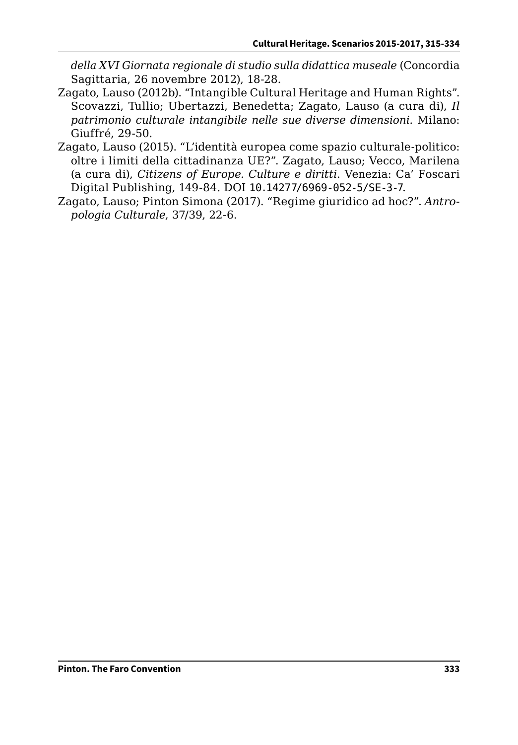*della XVI Giornata regionale di studio sulla didattica museale* (Concordia Sagittaria, 26 novembre 2012), 18-28.

Zagato, Lauso (2012b). “Intangible Cultural Heritage and Human Rights”. Scovazzi, Tullio; Ubertazzi, Benedetta; Zagato, Lauso (a cura di), *Il patrimonio culturale intangibile nelle sue diverse dimensioni*. Milano: Giuffré, 29-50.

Zagato, Lauso (2015). “L’identità europea come spazio culturale-politico: oltre i limiti della cittadinanza UE?”. Zagato, Lauso; Vecco, Marilena (a cura di), *Citizens of Europe. Culture e diritti*. Venezia: Ca’ Foscari Digital Publishing, 149-84. DOI 10.14277/6969-052-5/SE-3-7.

Zagato, Lauso; Pinton Simona (2017). “Regime giuridico ad hoc?”. *Antropologia Culturale*, 37/39, 22-6.